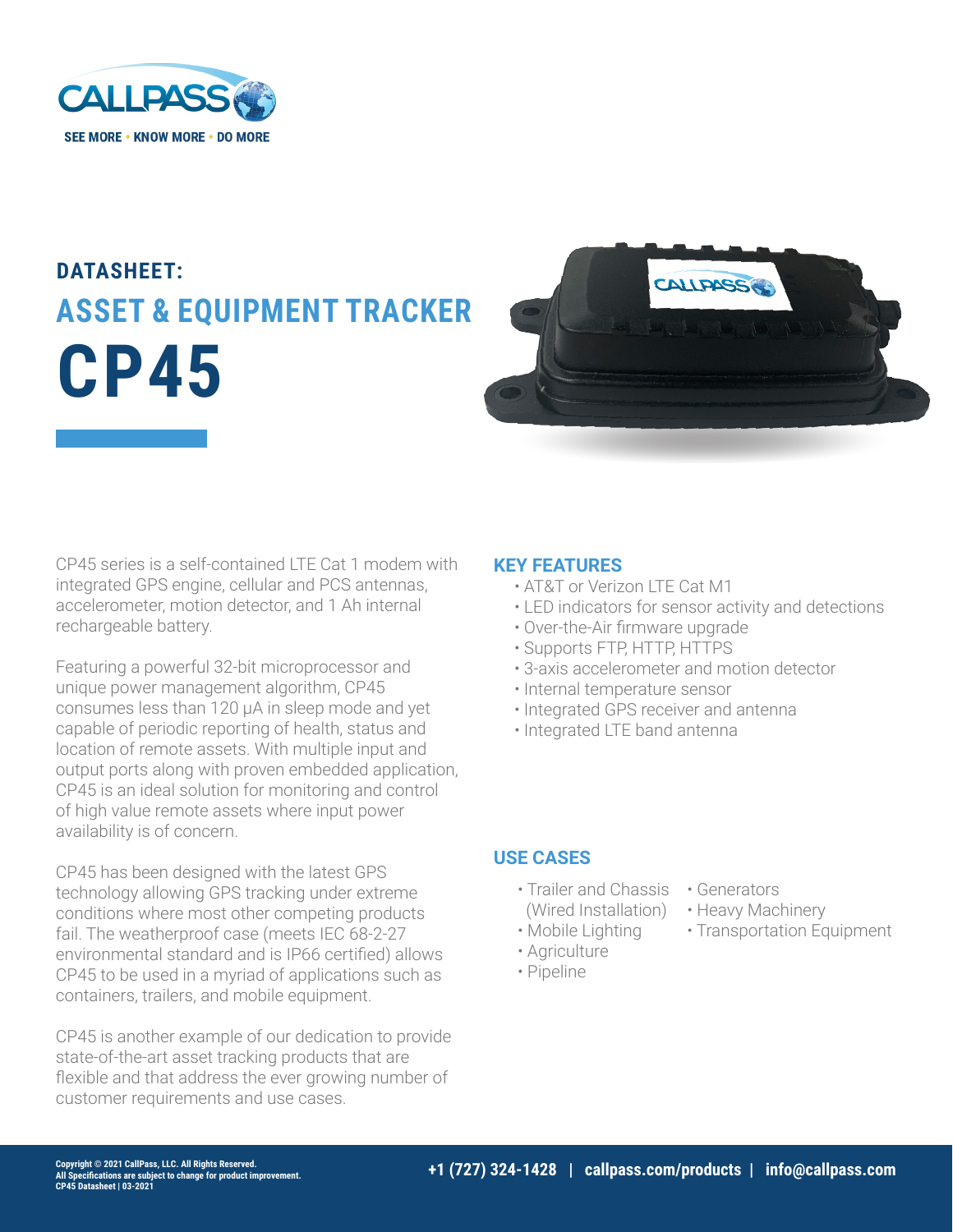CALLPASS

SEE MORE • KNOW MORE • DO MORE

## DATASHEET:

# ASSET & EQUIPMENT TRACKER

# CP45

CP45 series is a self-contained LTE Cat 1 modem with integrated GPS engine, cellular and PCS antennas, accelerometer, motion detector, and 1 Ah internal rechargeable battery.

Featuring a powerful 32-bit microprocessor and unique power management algorithm, CP45 consumes less than 120 μA in sleep mode and yet capable of periodic reporting of health, status and location of remote assets. With multiple input and output ports along with proven embedded application, CP45 is an ideal solution for monitoring and control of high value remote assets where input power availability is of concern.

CP45 has been designed with the latest GPS technology allowing GPS tracking under extreme conditions where most other competing products fail. The weatherproof case (meets IEC 68-2-27 environmental standard and is IP66 certified) allows CP45 to be used in a myriad of applications such as containers, trailers, and mobile equipment.

CP45 is another example of our dedication to provide state-of-the-art asset tracking products that are flexible and that address the ever growing number of customer requirements and use cases.

### KEY FEATURES

- AT&T or Verizon LTE Cat M1
- LED indicators for sensor activity and detections
- Over-the-Air firmware upgrade
- Supports FTP, HTTP, HTTPS
- 3-axis accelerometer and motion detector
- Internal temperature sensor
- Integrated GPS receiver and antenna
- Integrated LTE band antenna

### USE CASES

- Trailer and Chassis (Wired Installation)
- Mobile Lighting
- Agriculture
- Pipeline
- Generators
- Heavy Machinery
- Transportation Equipment

Copyright © 2021 CallPass, LLC. All Rights Reserved.
All Specifications are subject to change for product improvement.
CP45 Datasheet | 03-2021

+1 (727) 324-1428 | callpass.com/products | info@callpass.com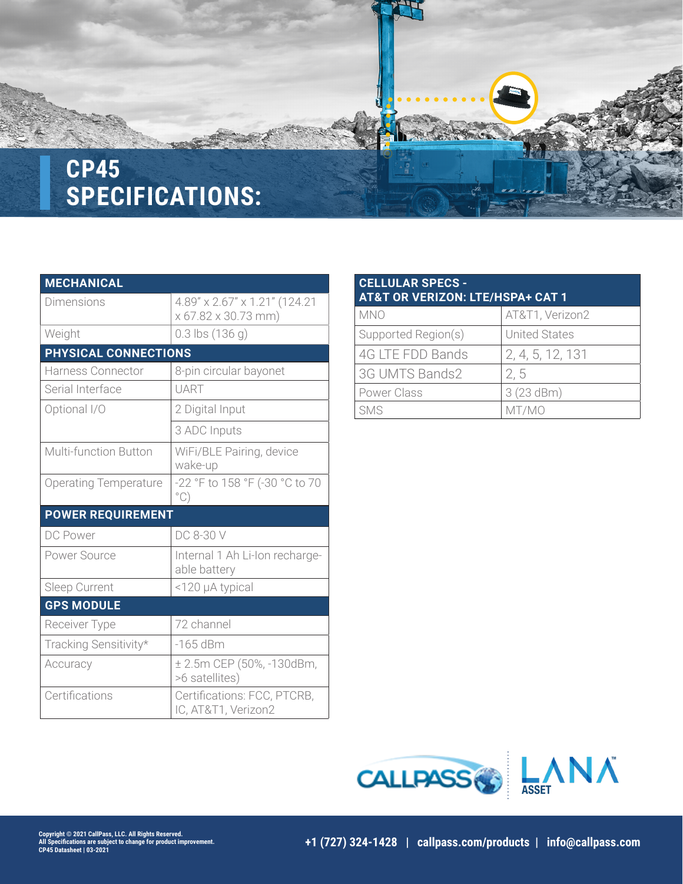# CP45 SPECIFICATIONS:

| MECHANICAL | |
|---|---|
| Dimensions | 4.89" x 2.67" x 1.21" (124.21 x 67.82 x 30.73 mm) |
| Weight | 0.3 lbs (136 g) |
| **PHYSICAL CONNECTIONS** | |
| Harness Connector | 8-pin circular bayonet |
| Serial Interface | UART |
| Optional I/O | 2 Digital Input |
| | 3 ADC Inputs |
| Multi-function Button | WiFi/BLE Pairing, device wake-up |
| Operating Temperature | -22 °F to 158 °F (-30 °C to 70 °C) |
| **POWER REQUIREMENT** | |
| DC Power | DC 8-30 V |
| Power Source | Internal 1 Ah Li-Ion rechargeable battery |
| Sleep Current | <120 μA typical |
| **GPS MODULE** | |
| Receiver Type | 72 channel |
| Tracking Sensitivity* | -165 dBm |
| Accuracy | ± 2.5m CEP (50%, -130dBm, >6 satellites) |
| Certifications | Certifications: FCC, PTCRB, IC, AT&T1, Verizon2 |

| CELLULAR SPECS - AT&T OR VERIZON: LTE/HSPA+ CAT 1 | |
|---|---|
| MNO | AT&T1, Verizon2 |
| Supported Region(s) | United States |
| 4G LTE FDD Bands | 2, 4, 5, 12, 131 |
| 3G UMTS Bands2 | 2, 5 |
| Power Class | 3 (23 dBm) |
| SMS | MT/MO |

CALLPASS | LANA ASSET™

Copyright © 2021 CallPass, LLC. All Rights Reserved.
All Specifications are subject to change for product improvement.
CP45 Datasheet | 03-2021

+1 (727) 324-1428 | callpass.com/products | info@callpass.com